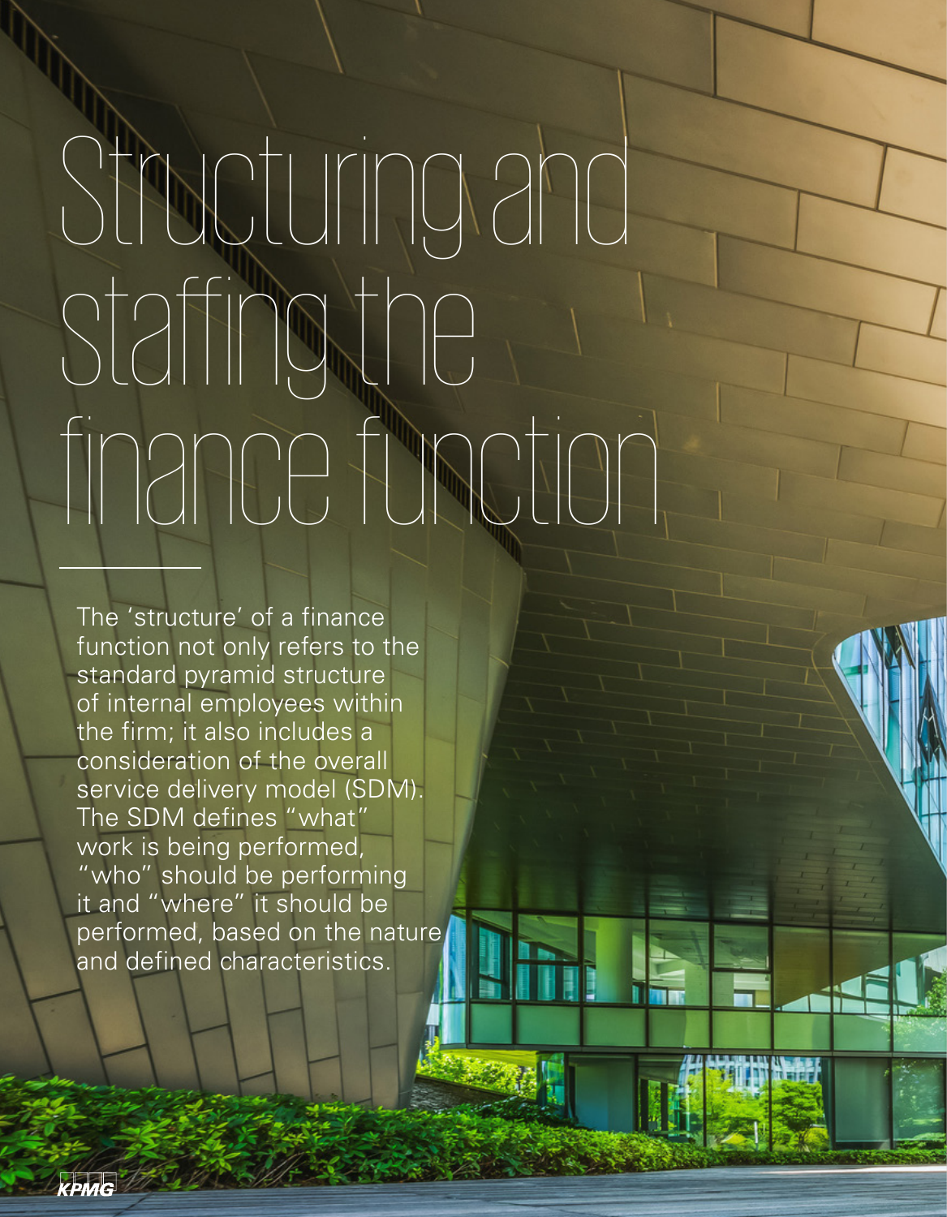# Structuring and staffing the finance function

The 'structure' of a finance function not only refers to the standard pyramid structure of internal employees within the firm; it also includes a consideration of the overall service delivery model (SDM). The SDM defines "what" work is being performed, "who" should be performing it and "where" it should be performed, based on the nature and defined characteristics.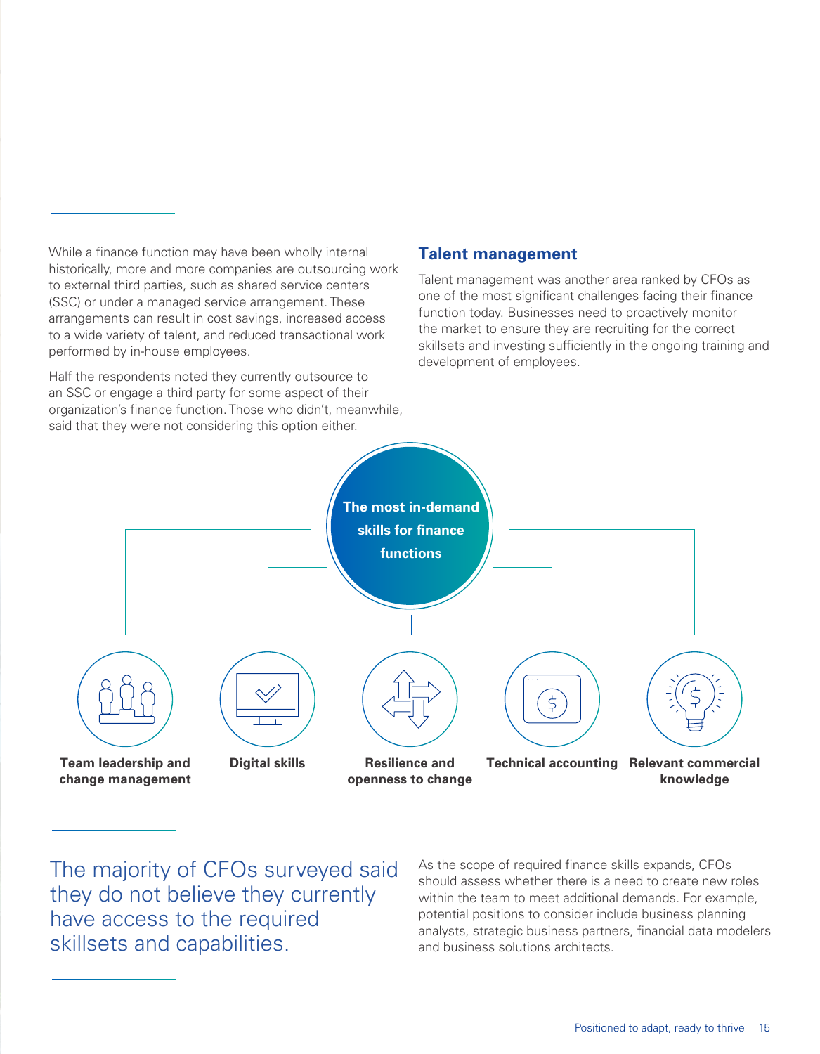While a finance function may have been wholly internal historically, more and more companies are outsourcing work to external third parties, such as shared service centers (SSC) or under a managed service arrangement. These arrangements can result in cost savings, increased access to a wide variety of talent, and reduced transactional work performed by in-house employees.

Half the respondents noted they currently outsource to an SSC or engage a third party for some aspect of their organization's finance function. Those who didn't, meanwhile, said that they were not considering this option either.

## Talent management

Talent management was another area ranked by CFOs as one of the most significant challenges facing their finance function today. Businesses need to proactively monitor the market to ensure they are recruiting for the correct skillsets and investing sufficiently in the ongoing training and development of employees.

**The most in-demand skills for finance functions**

- **Team leadership and change management**
- **Digital skills**
- **Resilience and openness to change**
- **Technical accounting**
- **Relevant commercial knowledge**

The majority of CFOs surveyed said they do not believe they currently have access to the required skillsets and capabilities.

As the scope of required finance skills expands, CFOs should assess whether there is a need to create new roles within the team to meet additional demands. For example, potential positions to consider include business planning analysts, strategic business partners, financial data modelers and business solutions architects.